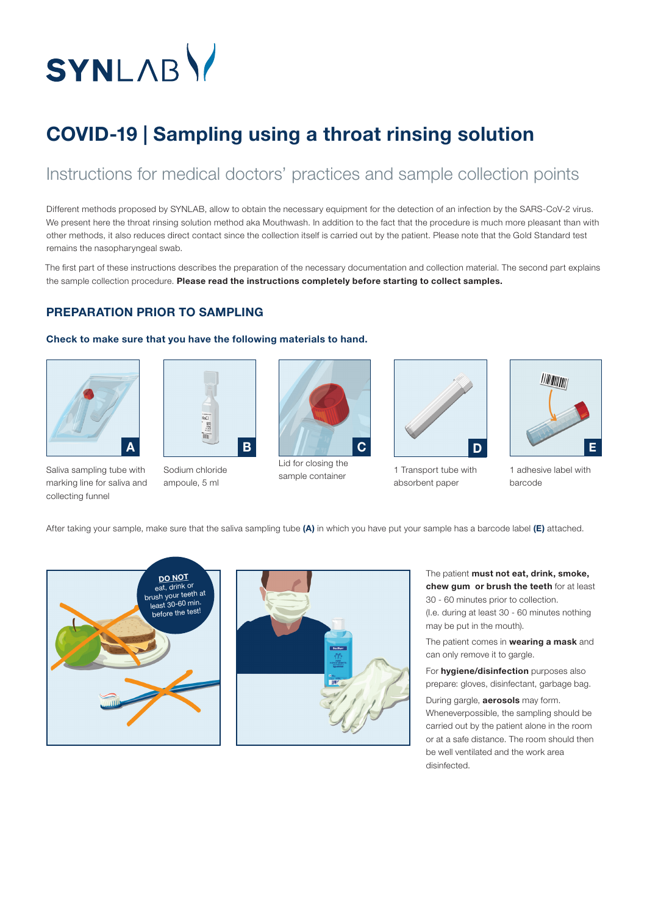SYNLAB

# COVID-19 | Sampling using a throat rinsing solution

## Instructions for medical doctors' practices and sample collection points

Different methods proposed by SYNLAB, allow to obtain the necessary equipment for the detection of an infection by the SARS-CoV-2 virus. We present here the throat rinsing solution method aka Mouthwash. In addition to the fact that the procedure is much more pleasant than with other methods, it also reduces direct contact since the collection itself is carried out by the patient. Please note that the Gold Standard test remains the nasopharyngeal swab.

The first part of these instructions describes the preparation of the necessary documentation and collection material. The second part explains the sample collection procedure. **Please read the instructions completely before starting to collect samples.**

### PREPARATION PRIOR TO SAMPLING

**Check to make sure that you have the following materials to hand.**

**A** Saliva sampling tube with marking line for saliva and collecting funnel

**B** Sodium chloride ampoule, 5 ml

**C** Lid for closing the sample container

**D** 1 Transport tube with absorbent paper

**E** 1 adhesive label with barcode

After taking your sample, make sure that the saliva sampling tube **(A)** in which you have put your sample has a barcode label **(E)** attached.

**DO NOT** eat, drink or brush your teeth at least 30-60 min. before the test!

The patient **must not eat, drink, smoke, chew gum or brush the teeth** for at least 30 - 60 minutes prior to collection. (I.e. during at least 30 - 60 minutes nothing may be put in the mouth).

The patient comes in **wearing a mask** and can only remove it to gargle.

For **hygiene/disinfection** purposes also prepare: gloves, disinfectant, garbage bag.

During gargle, **aerosols** may form. Wheneverpossible, the sampling should be carried out by the patient alone in the room or at a safe distance. The room should then be well ventilated and the work area disinfected.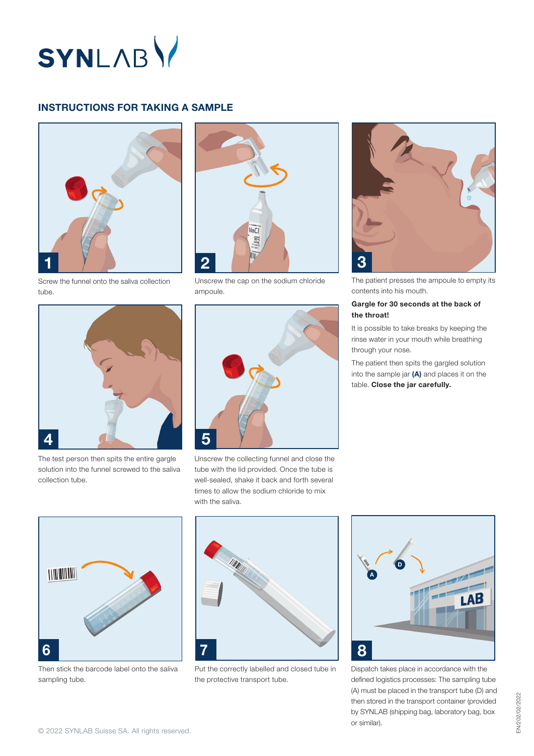SYNLAB

## INSTRUCTIONS FOR TAKING A SAMPLE

**1**

Screw the funnel onto the saliva collection tube.

**2**

Unscrew the cap on the sodium chloride ampoule.

**3**

The patient presses the ampoule to empty its contents into his mouth.

**Gargle for 30 seconds at the back of the throat!**

It is possible to take breaks by keeping the rinse water in your mouth while breathing through your nose.

The patient then spits the gargled solution into the sample jar **(A)** and places it on the table. **Close the jar carefully.**

**4**

The test person then spits the entire gargle solution into the funnel screwed to the saliva collection tube.

**5**

Unscrew the collecting funnel and close the tube with the lid provided. Once the tube is well-sealed, shake it back and forth several times to allow the sodium chloride to mix with the saliva.

**6**

Then stick the barcode label onto the saliva sampling tube.

**7**

Put the correctly labelled and closed tube in the protective transport tube.

**8**

Dispatch takes place in accordance with the defined logistics processes: The sampling tube (A) must be placed in the transport tube (D) and then stored in the transport container (provided by SYNLAB (shipping bag, laboratory bag, box or similar).

© 2022 SYNLAB Suisse SA. All rights reserved.

EN/202/02/2022